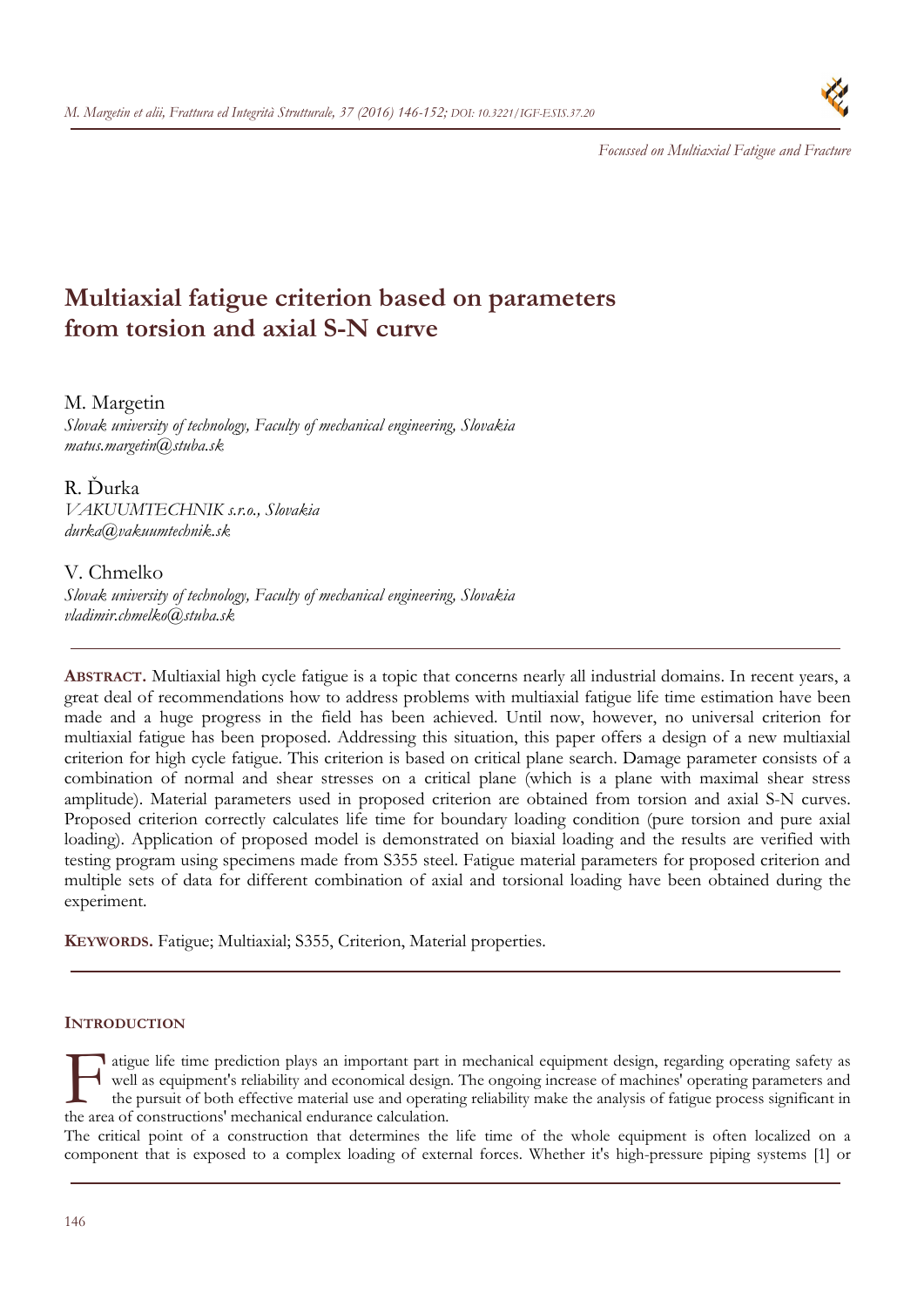*Focussed on Multiaxial Fatigue and Fracture*

# Multiaxial fatigue criterion based on parameters from torsion and axial S-N curve

M. Margetin
*Slovak university of technology, Faculty of mechanical engineering, Slovakia*
*matus.margetin@stuba.sk*

R. Ďurka
*VAKUUMTECHNIK s.r.o., Slovakia*
*durka@vakuumtechnik.sk*

V. Chmelko
*Slovak university of technology, Faculty of mechanical engineering, Slovakia*
*vladimir.chmelko@stuba.sk*

---

**ABSTRACT.** Multiaxial high cycle fatigue is a topic that concerns nearly all industrial domains. In recent years, a great deal of recommendations how to address problems with multiaxial fatigue life time estimation have been made and a huge progress in the field has been achieved. Until now, however, no universal criterion for multiaxial fatigue has been proposed. Addressing this situation, this paper offers a design of a new multiaxial criterion for high cycle fatigue. This criterion is based on critical plane search. Damage parameter consists of a combination of normal and shear stresses on a critical plane (which is a plane with maximal shear stress amplitude). Material parameters used in proposed criterion are obtained from torsion and axial S-N curves. Proposed criterion correctly calculates life time for boundary loading condition (pure torsion and pure axial loading). Application of proposed model is demonstrated on biaxial loading and the results are verified with testing program using specimens made from S355 steel. Fatigue material parameters for proposed criterion and multiple sets of data for different combination of axial and torsional loading have been obtained during the experiment.

**KEYWORDS.** Fatigue; Multiaxial; S355, Criterion, Material properties.

---

## INTRODUCTION

Fatigue life time prediction plays an important part in mechanical equipment design, regarding operating safety as well as equipment's reliability and economical design. The ongoing increase of machines' operating parameters and the pursuit of both effective material use and operating reliability make the analysis of fatigue process significant in the area of constructions' mechanical endurance calculation.

The critical point of a construction that determines the life time of the whole equipment is often localized on a component that is exposed to a complex loading of external forces. Whether it's high-pressure piping systems [1] or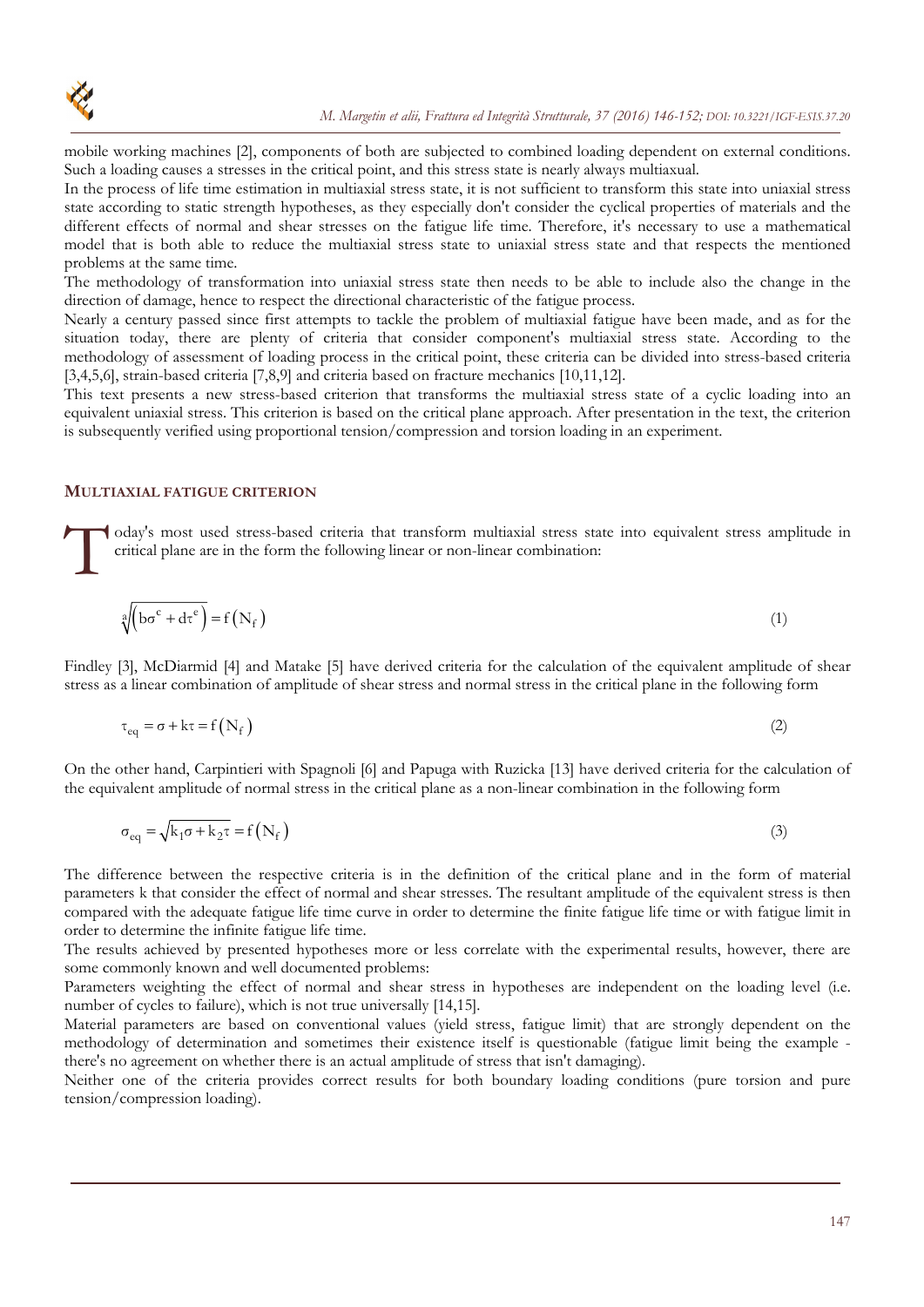mobile working machines [2], components of both are subjected to combined loading dependent on external conditions. Such a loading causes a stresses in the critical point, and this stress state is nearly always multiaxual.

In the process of life time estimation in multiaxial stress state, it is not sufficient to transform this state into uniaxial stress state according to static strength hypotheses, as they especially don't consider the cyclical properties of materials and the different effects of normal and shear stresses on the fatigue life time. Therefore, it's necessary to use a mathematical model that is both able to reduce the multiaxial stress state to uniaxial stress state and that respects the mentioned problems at the same time.

The methodology of transformation into uniaxial stress state then needs to be able to include also the change in the direction of damage, hence to respect the directional characteristic of the fatigue process.

Nearly a century passed since first attempts to tackle the problem of multiaxial fatigue have been made, and as for the situation today, there are plenty of criteria that consider component's multiaxial stress state. According to the methodology of assessment of loading process in the critical point, these criteria can be divided into stress-based criteria [3,4,5,6], strain-based criteria [7,8,9] and criteria based on fracture mechanics [10,11,12].

This text presents a new stress-based criterion that transforms the multiaxial stress state of a cyclic loading into an equivalent uniaxial stress. This criterion is based on the critical plane approach. After presentation in the text, the criterion is subsequently verified using proportional tension/compression and torsion loading in an experiment.

## MULTIAXIAL FATIGUE CRITERION

Today's most used stress-based criteria that transform multiaxial stress state into equivalent stress amplitude in critical plane are in the form the following linear or non-linear combination:

$$\sqrt[a]{\left(b\sigma^{c}+d\tau^{e}\right)}=f\left(N_{f}\right) \tag{1}$$

Findley [3], McDiarmid [4] and Matake [5] have derived criteria for the calculation of the equivalent amplitude of shear stress as a linear combination of amplitude of shear stress and normal stress in the critical plane in the following form

$$\tau_{eq}=\sigma+k\tau=f\left(N_{f}\right) \tag{2}$$

On the other hand, Carpintieri with Spagnoli [6] and Papuga with Ruzicka [13] have derived criteria for the calculation of the equivalent amplitude of normal stress in the critical plane as a non-linear combination in the following form

$$\sigma_{eq}=\sqrt{k_{1}\sigma+k_{2}\tau}=f\left(N_{f}\right) \tag{3}$$

The difference between the respective criteria is in the definition of the critical plane and in the form of material parameters k that consider the effect of normal and shear stresses. The resultant amplitude of the equivalent stress is then compared with the adequate fatigue life time curve in order to determine the finite fatigue life time or with fatigue limit in order to determine the infinite fatigue life time.

The results achieved by presented hypotheses more or less correlate with the experimental results, however, there are some commonly known and well documented problems:

Parameters weighting the effect of normal and shear stress in hypotheses are independent on the loading level (i.e. number of cycles to failure), which is not true universally [14,15].

Material parameters are based on conventional values (yield stress, fatigue limit) that are strongly dependent on the methodology of determination and sometimes their existence itself is questionable (fatigue limit being the example - there's no agreement on whether there is an actual amplitude of stress that isn't damaging).

Neither one of the criteria provides correct results for both boundary loading conditions (pure torsion and pure tension/compression loading).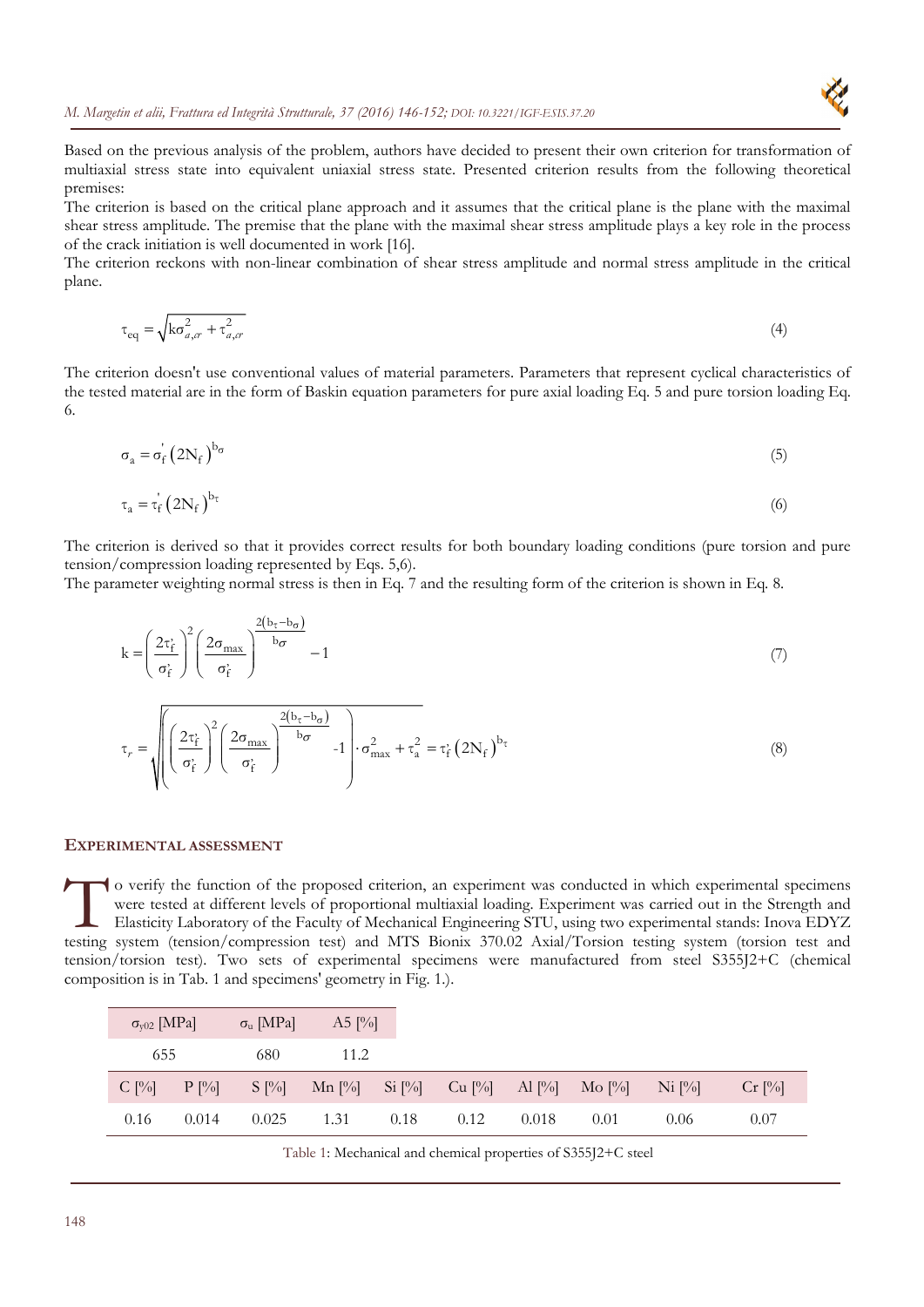Based on the previous analysis of the problem, authors have decided to present their own criterion for transformation of multiaxial stress state into equivalent uniaxial stress state. Presented criterion results from the following theoretical premises:

The criterion is based on the critical plane approach and it assumes that the critical plane is the plane with the maximal shear stress amplitude. The premise that the plane with the maximal shear stress amplitude plays a key role in the process of the crack initiation is well documented in work [16].

The criterion reckons with non-linear combination of shear stress amplitude and normal stress amplitude in the critical plane.

$$\tau_{eq} = \sqrt{k\sigma_{a,cr}^2 + \tau_{a,cr}^2} \tag{4}$$

The criterion doesn't use conventional values of material parameters. Parameters that represent cyclical characteristics of the tested material are in the form of Baskin equation parameters for pure axial loading Eq. 5 and pure torsion loading Eq. 6.

$$\sigma_a = \sigma_f^{'}\left(2N_f\right)^{b_\sigma} \tag{5}$$

$$\tau_a = \tau_f^{'}\left(2N_f\right)^{b_\tau} \tag{6}$$

The criterion is derived so that it provides correct results for both boundary loading conditions (pure torsion and pure tension/compression loading represented by Eqs. 5,6).

The parameter weighting normal stress is then in Eq. 7 and the resulting form of the criterion is shown in Eq. 8.

$$k = \left(\frac{2\tau_f^{'}}{\sigma_f^{'}}\right)^2 \left(\frac{2\sigma_{max}}{\sigma_f^{'}}\right)^{\frac{2(b_\tau - b_\sigma)}{b_\sigma}} - 1 \tag{7}$$

$$\tau_r = \sqrt{\left(\left(\frac{2\tau_f^{'}}{\sigma_f^{'}}\right)^2 \left(\frac{2\sigma_{max}}{\sigma_f^{'}}\right)^{\frac{2(b_\tau - b_\sigma)}{b_\sigma}} - 1\right) \cdot \sigma_{max}^2 + \tau_a^2} = \tau_f^{'}\left(2N_f\right)^{b_\tau} \tag{8}$$

## EXPERIMENTAL ASSESSMENT

To verify the function of the proposed criterion, an experiment was conducted in which experimental specimens were tested at different levels of proportional multiaxial loading. Experiment was carried out in the Strength and Elasticity Laboratory of the Faculty of Mechanical Engineering STU, using two experimental stands: Inova EDYZ testing system (tension/compression test) and MTS Bionix 370.02 Axial/Torsion testing system (torsion test and tension/torsion test). Two sets of experimental specimens were manufactured from steel S355J2+C (chemical composition is in Tab. 1 and specimens' geometry in Fig. 1.).

| $\sigma_{y02}$ [MPa] | $\sigma_u$ [MPa] | A5 [%] | | | | | | | |
|---|---|---|---|---|---|---|---|---|---|
| 655 | 680 | 11.2 | | | | | | | |
| C [%] | P [%] | S [%] | Mn [%] | Si [%] | Cu [%] | Al [%] | Mo [%] | Ni [%] | Cr [%] |
| 0.16 | 0.014 | 0.025 | 1.31 | 0.18 | 0.12 | 0.018 | 0.01 | 0.06 | 0.07 |

Table 1: Mechanical and chemical properties of S355J2+C steel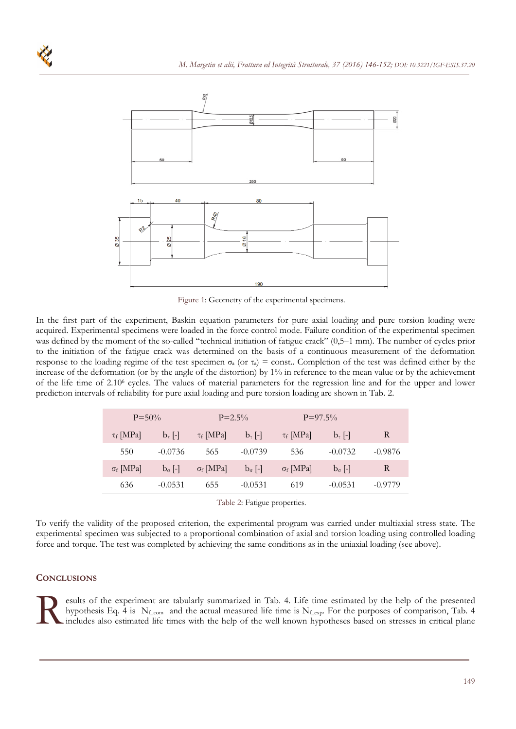Figure 1: Geometry of the experimental specimens.

In the first part of the experiment, Baskin equation parameters for pure axial loading and pure torsion loading were acquired. Experimental specimens were loaded in the force control mode. Failure condition of the experimental specimen was defined by the moment of the so-called "technical initiation of fatigue crack" (0,5–1 mm). The number of cycles prior to the initiation of the fatigue crack was determined on the basis of a continuous measurement of the deformation response to the loading regime of the test specimen $\sigma_a$ (or $\tau_a$) = const.. Completion of the test was defined either by the increase of the deformation (or by the angle of the distortion) by 1% in reference to the mean value or by the achievement of the life time of $2.10^6$ cycles. The values of material parameters for the regression line and for the upper and lower prediction intervals of reliability for pure axial loading and pure torsion loading are shown in Tab. 2.

| P=50% | | P=2.5% | | P=97.5% | | |
|---|---|---|---|---|---|---|
| $\tau_f$ [MPa] | $b_\tau$ [-] | $\tau_f$ [MPa] | $b_\tau$ [-] | $\tau_f$ [MPa] | $b_\tau$ [-] | R |
| 550 | -0.0736 | 565 | -0.0739 | 536 | -0.0732 | -0.9876 |
| $\sigma_f$ [MPa] | $b_\sigma$ [-] | $\sigma_f$ [MPa] | $b_\sigma$ [-] | $\sigma_f$ [MPa] | $b_\sigma$ [-] | R |
| 636 | -0.0531 | 655 | -0.0531 | 619 | -0.0531 | -0.9779 |

Table 2: Fatigue properties.

To verify the validity of the proposed criterion, the experimental program was carried under multiaxial stress state. The experimental specimen was subjected to a proportional combination of axial and torsion loading using controlled loading force and torque. The test was completed by achieving the same conditions as in the uniaxial loading (see above).

## CONCLUSIONS

Results of the experiment are tabularly summarized in Tab. 4. Life time estimated by the help of the presented hypothesis Eq. 4 is $N_{f\_com}$ and the actual measured life time is $N_{f\_exp}$. For the purposes of comparison, Tab. 4 includes also estimated life times with the help of the well known hypotheses based on stresses in critical plane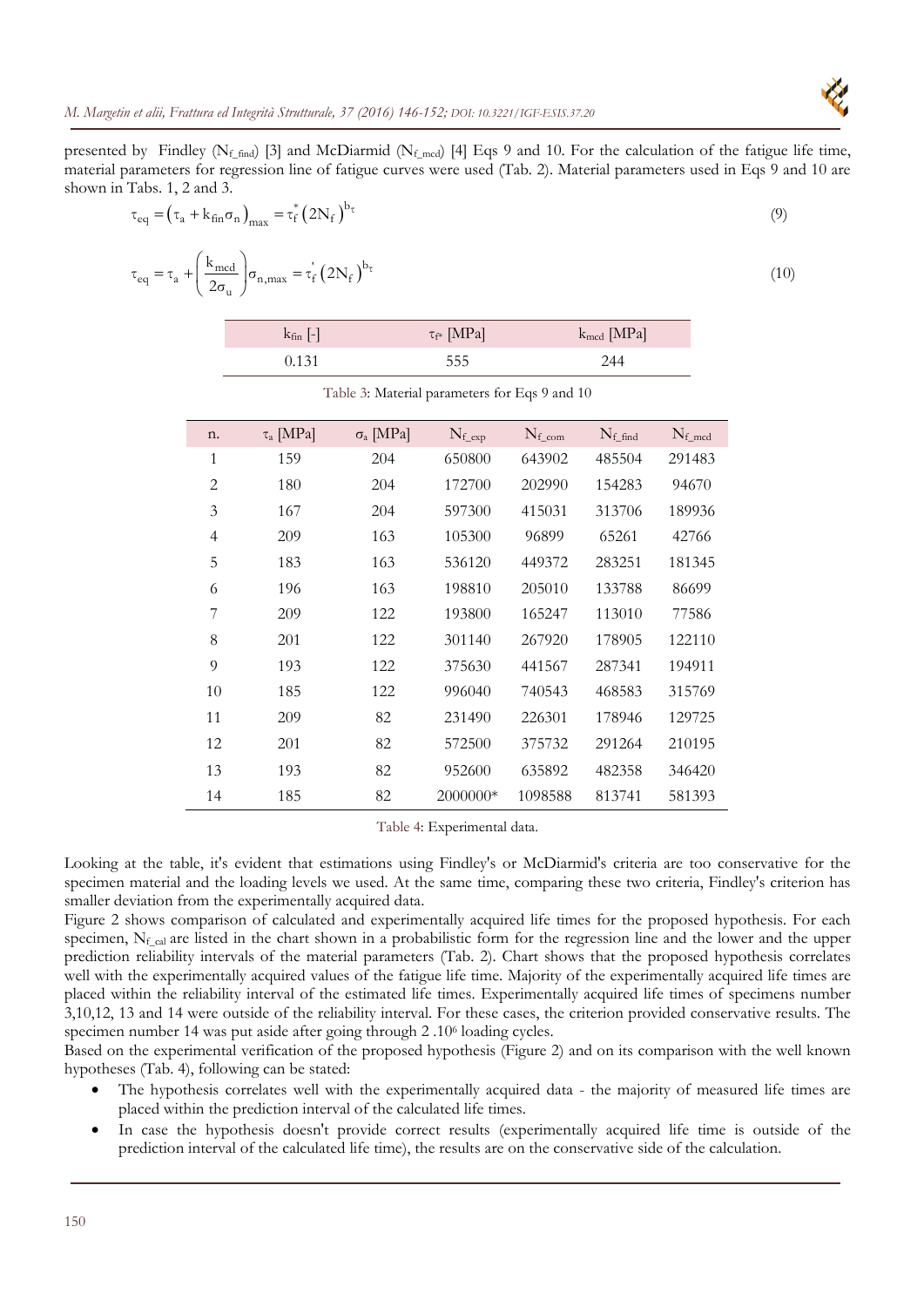presented by Findley ($N_{f\_find}$) [3] and McDiarmid ($N_{f\_mcd}$) [4] Eqs 9 and 10. For the calculation of the fatigue life time, material parameters for regression line of fatigue curves were used (Tab. 2). Material parameters used in Eqs 9 and 10 are shown in Tabs. 1, 2 and 3.

$$\tau_{eq} = \left(\tau_a + k_{fin}\sigma_n\right)_{max} = \tau_f^* \left(2N_f\right)^{b_\tau} \tag{9}$$

$$\tau_{eq} = \tau_a + \left(\frac{k_{mcd}}{2\sigma_u}\right)\sigma_{n,max} = \tau_f^{'} \left(2N_f\right)^{b_\tau} \tag{10}$$

| $k_{fin}$ [-] | $\tau_{f^*}$ [MPa] | $k_{mcd}$ [MPa] |
|---|---|---|
| 0.131 | 555 | 244 |

Table 3: Material parameters for Eqs 9 and 10

| n. | $\tau_a$ [MPa] | $\sigma_a$ [MPa] | $N_{f\_exp}$ | $N_{f\_com}$ | $N_{f\_find}$ | $N_{f\_mcd}$ |
|---|---|---|---|---|---|---|
| 1 | 159 | 204 | 650800 | 643902 | 485504 | 291483 |
| 2 | 180 | 204 | 172700 | 202990 | 154283 | 94670 |
| 3 | 167 | 204 | 597300 | 415031 | 313706 | 189936 |
| 4 | 209 | 163 | 105300 | 96899 | 65261 | 42766 |
| 5 | 183 | 163 | 536120 | 449372 | 283251 | 181345 |
| 6 | 196 | 163 | 198810 | 205010 | 133788 | 86699 |
| 7 | 209 | 122 | 193800 | 165247 | 113010 | 77586 |
| 8 | 201 | 122 | 301140 | 267920 | 178905 | 122110 |
| 9 | 193 | 122 | 375630 | 441567 | 287341 | 194911 |
| 10 | 185 | 122 | 996040 | 740543 | 468583 | 315769 |
| 11 | 209 | 82 | 231490 | 226301 | 178946 | 129725 |
| 12 | 201 | 82 | 572500 | 375732 | 291264 | 210195 |
| 13 | 193 | 82 | 952600 | 635892 | 482358 | 346420 |
| 14 | 185 | 82 | 2000000* | 1098588 | 813741 | 581393 |

Table 4: Experimental data.

Looking at the table, it's evident that estimations using Findley's or McDiarmid's criteria are too conservative for the specimen material and the loading levels we used. At the same time, comparing these two criteria, Findley's criterion has smaller deviation from the experimentally acquired data.

Figure 2 shows comparison of calculated and experimentally acquired life times for the proposed hypothesis. For each specimen, $N_{f\_cal}$ are listed in the chart shown in a probabilistic form for the regression line and the lower and the upper prediction reliability intervals of the material parameters (Tab. 2). Chart shows that the proposed hypothesis correlates well with the experimentally acquired values of the fatigue life time. Majority of the experimentally acquired life times are placed within the reliability interval of the estimated life times. Experimentally acquired life times of specimens number 3,10,12, 13 and 14 were outside of the reliability interval. For these cases, the criterion provided conservative results. The specimen number 14 was put aside after going through 2 .$10^6$ loading cycles.

Based on the experimental verification of the proposed hypothesis (Figure 2) and on its comparison with the well known hypotheses (Tab. 4), following can be stated:

- The hypothesis correlates well with the experimentally acquired data - the majority of measured life times are placed within the prediction interval of the calculated life times.
- In case the hypothesis doesn't provide correct results (experimentally acquired life time is outside of the prediction interval of the calculated life time), the results are on the conservative side of the calculation.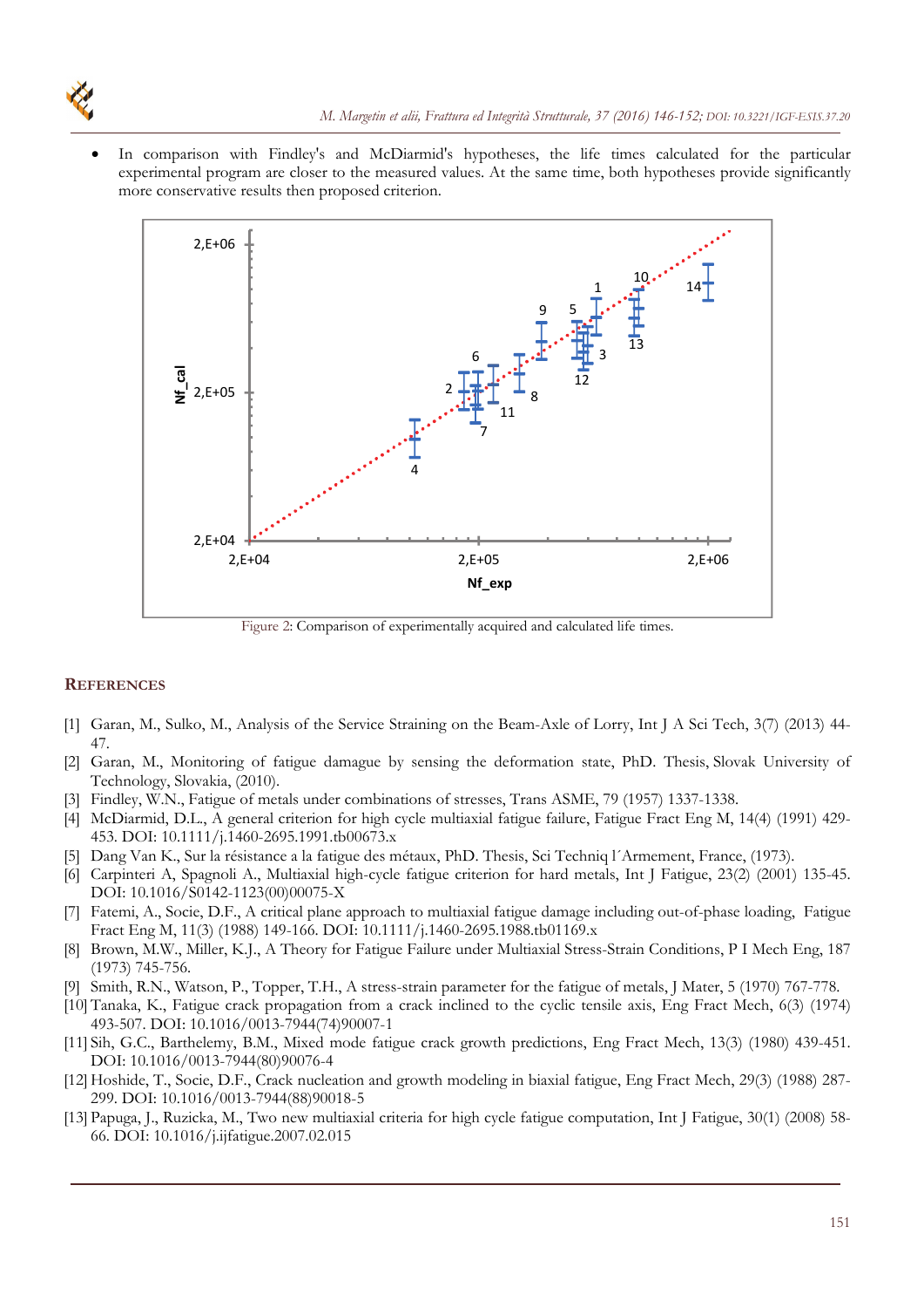- In comparison with Findley's and McDiarmid's hypotheses, the life times calculated for the particular experimental program are closer to the measured values. At the same time, both hypotheses provide significantly more conservative results then proposed criterion.

Figure 2: Comparison of experimentally acquired and calculated life times.

## REFERENCES

[1] Garan, M., Sulko, M., Analysis of the Service Straining on the Beam-Axle of Lorry, Int J A Sci Tech, 3(7) (2013) 44-47.

[2] Garan, M., Monitoring of fatigue damague by sensing the deformation state, PhD. Thesis, Slovak University of Technology, Slovakia, (2010).

[3] Findley, W.N., Fatigue of metals under combinations of stresses, Trans ASME, 79 (1957) 1337-1338.

[4] McDiarmid, D.L., A general criterion for high cycle multiaxial fatigue failure, Fatigue Fract Eng M, 14(4) (1991) 429-453. DOI: 10.1111/j.1460-2695.1991.tb00673.x

[5] Dang Van K., Sur la résistance a la fatigue des métaux, PhD. Thesis, Sci Techniq l´Armement, France, (1973).

[6] Carpinteri A, Spagnoli A., Multiaxial high-cycle fatigue criterion for hard metals, Int J Fatigue, 23(2) (2001) 135-45. DOI: 10.1016/S0142-1123(00)00075-X

[7] Fatemi, A., Socie, D.F., A critical plane approach to multiaxial fatigue damage including out-of-phase loading, Fatigue Fract Eng M, 11(3) (1988) 149-166. DOI: 10.1111/j.1460-2695.1988.tb01169.x

[8] Brown, M.W., Miller, K.J., A Theory for Fatigue Failure under Multiaxial Stress-Strain Conditions, P I Mech Eng, 187 (1973) 745-756.

[9] Smith, R.N., Watson, P., Topper, T.H., A stress-strain parameter for the fatigue of metals, J Mater, 5 (1970) 767-778.

[10] Tanaka, K., Fatigue crack propagation from a crack inclined to the cyclic tensile axis, Eng Fract Mech, 6(3) (1974) 493-507. DOI: 10.1016/0013-7944(74)90007-1

[11] Sih, G.C., Barthelemy, B.M., Mixed mode fatigue crack growth predictions, Eng Fract Mech, 13(3) (1980) 439-451. DOI: 10.1016/0013-7944(80)90076-4

[12] Hoshide, T., Socie, D.F., Crack nucleation and growth modeling in biaxial fatigue, Eng Fract Mech, 29(3) (1988) 287-299. DOI: 10.1016/0013-7944(88)90018-5

[13] Papuga, J., Ruzicka, M., Two new multiaxial criteria for high cycle fatigue computation, Int J Fatigue, 30(1) (2008) 58-66. DOI: 10.1016/j.ijfatigue.2007.02.015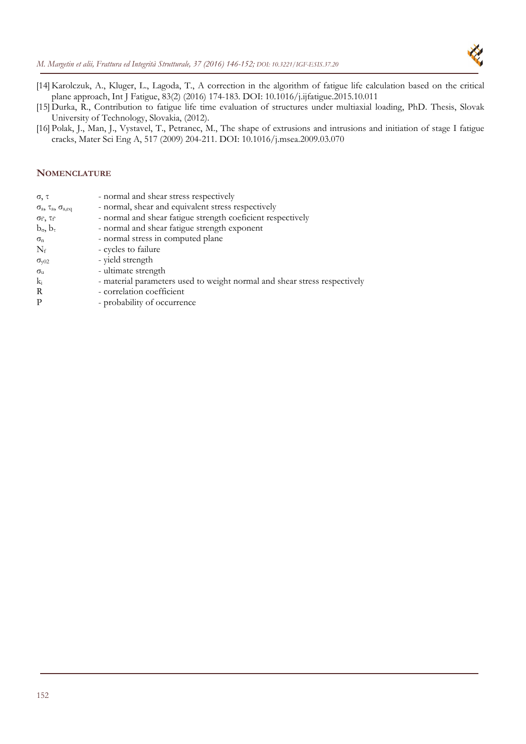[14] Karolczuk, A., Kluger, L., Lagoda, T., A correction in the algorithm of fatigue life calculation based on the critical plane approach, Int J Fatigue, 83(2) (2016) 174-183. DOI: 10.1016/j.ijfatigue.2015.10.011

[15] Durka, R., Contribution to fatigue life time evaluation of structures under multiaxial loading, PhD. Thesis, Slovak University of Technology, Slovakia, (2012).

[16] Polak, J., Man, J., Vystavel, T., Petranec, M., The shape of extrusions and intrusions and initiation of stage I fatigue cracks, Mater Sci Eng A, 517 (2009) 204-211. DOI: 10.1016/j.msea.2009.03.070

## NOMENCLATURE

| | |
|---|---|
| $\sigma$, $\tau$ | - normal and shear stress respectively |
| $\sigma_a$, $\tau_a$, $\sigma_{a,eq}$ | - normal, shear and equivalent stress respectively |
| $\sigma_f'$, $\tau_f'$ | - normal and shear fatigue strength coeficient respectively |
| $b_\sigma$, $b_\tau$ | - normal and shear fatigue strength exponent |
| $\sigma_n$ | - normal stress in computed plane |
| $N_f$ | - cycles to failure |
| $\sigma_{y02}$ | - yield strength |
| $\sigma_u$ | - ultimate strength |
| $k_i$ | - material parameters used to weight normal and shear stress respectively |
| R | - correlation coefficient |
| P | - probability of occurrence |